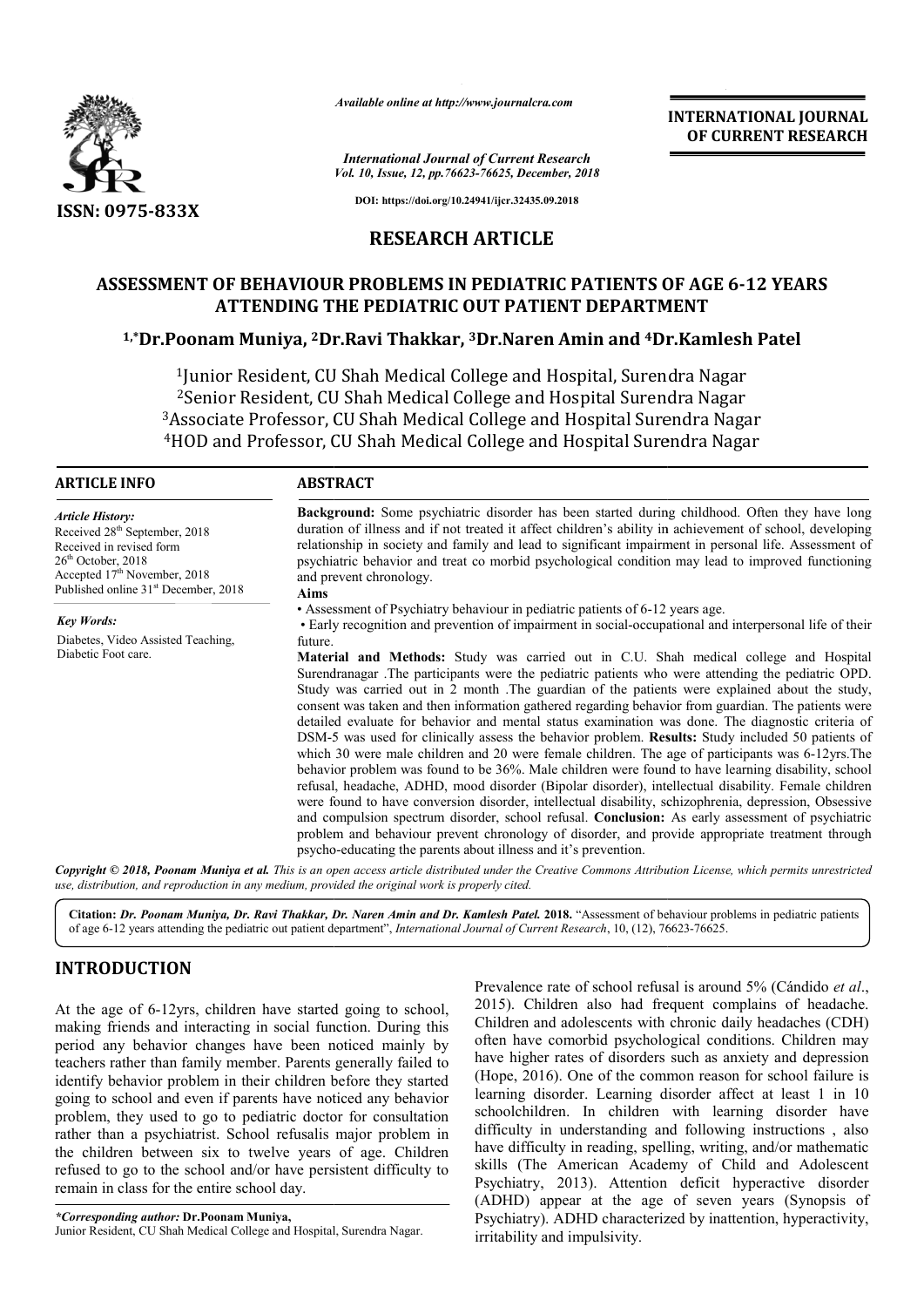*Available online at http://www.journalcra.com*

*International Journal of Current Research*
*Vol. 10, Issue, 12, pp.76623-76625, December, 2018*

**DOI: https://doi.org/10.24941/ijcr.32435.09.2018**

ISSN: 0975-833X

**INTERNATIONAL JOURNAL OF CURRENT RESEARCH**

## RESEARCH ARTICLE

# ASSESSMENT OF BEHAVIOUR PROBLEMS IN PEDIATRIC PATIENTS OF AGE 6-12 YEARS ATTENDING THE PEDIATRIC OUT PATIENT DEPARTMENT

**[1,*]Dr.Poonam Muniya, [2]Dr.Ravi Thakkar, [3]Dr.Naren Amin and [4]Dr.Kamlesh Patel**

[1]Junior Resident, CU Shah Medical College and Hospital, Surendra Nagar
[2]Senior Resident, CU Shah Medical College and Hospital Surendra Nagar
[3]Associate Professor, CU Shah Medical College and Hospital Surendra Nagar
[4]HOD and Professor, CU Shah Medical College and Hospital Surendra Nagar

**ARTICLE INFO**

*Article History:*
Received 28th September, 2018
Received in revised form
26th October, 2018
Accepted 17th November, 2018
Published online 31st December, 2018

*Key Words:*
Diabetes, Video Assisted Teaching, Diabetic Foot care.

**ABSTRACT**

**Background:** Some psychiatric disorder has been started during childhood. Often they have long duration of illness and if not treated it affect children's ability in achievement of school, developing relationship in society and family and lead to significant impairment in personal life. Assessment of psychiatric behavior and treat co morbid psychological condition may lead to improved functioning and prevent chronology.

**Aims**

- Assessment of Psychiatry behaviour in pediatric patients of 6-12 years age.
- Early recognition and prevention of impairment in social-occupational and interpersonal life of their future.

**Material and Methods:** Study was carried out in C.U. Shah medical college and Hospital Surendranagar .The participants were the pediatric patients who were attending the pediatric OPD. Study was carried out in 2 month .The guardian of the patients were explained about the study, consent was taken and then information gathered regarding behavior from guardian. The patients were detailed evaluate for behavior and mental status examination was done. The diagnostic criteria of DSM-5 was used for clinically assess the behavior problem. **Results:** Study included 50 patients of which 30 were male children and 20 were female children. The age of participants was 6-12yrs.The behavior problem was found to be 36%. Male children were found to have learning disability, school refusal, headache, ADHD, mood disorder (Bipolar disorder), intellectual disability. Female children were found to have conversion disorder, intellectual disability, schizophrenia, depression, Obsessive and compulsion spectrum disorder, school refusal. **Conclusion:** As early assessment of psychiatric problem and behaviour prevent chronology of disorder, and provide appropriate treatment through psycho-educating the parents about illness and it's prevention.

***Copyright © 2018, Poonam Muniya et al.*** *This is an open access article distributed under the Creative Commons Attribution License, which permits unrestricted use, distribution, and reproduction in any medium, provided the original work is properly cited.*

**Citation:** ***Dr. Poonam Muniya, Dr. Ravi Thakkar, Dr. Naren Amin and Dr. Kamlesh Patel.*** **2018.** "Assessment of behaviour problems in pediatric patients of age 6-12 years attending the pediatric out patient department", *International Journal of Current Research*, 10, (12), 76623-76625.

## INTRODUCTION

At the age of 6-12yrs, children have started going to school, making friends and interacting in social function. During this period any behavior changes have been noticed mainly by teachers rather than family member. Parents generally failed to identify behavior problem in their children before they started going to school and even if parents have noticed any behavior problem, they used to go to pediatric doctor for consultation rather than a psychiatrist. School refusalis major problem in the children between six to twelve years of age. Children refused to go to the school and/or have persistent difficulty to remain in class for the entire school day. Prevalence rate of school refusal is around 5% (Cándido *et al*., 2015). Children also had frequent complains of headache. Children and adolescents with chronic daily headaches (CDH) often have comorbid psychological conditions. Children may have higher rates of disorders such as anxiety and depression (Hope, 2016). One of the common reason for school failure is learning disorder. Learning disorder affect at least 1 in 10 schoolchildren. In children with learning disorder have difficulty in understanding and following instructions , also have difficulty in reading, spelling, writing, and/or mathematic skills (The American Academy of Child and Adolescent Psychiatry, 2013). Attention deficit hyperactive disorder (ADHD) appear at the age of seven years (Synopsis of Psychiatry). ADHD characterized by inattention, hyperactivity, irritability and impulsivity.

**\*Corresponding author: Dr.Poonam Muniya,**
Junior Resident, CU Shah Medical College and Hospital, Surendra Nagar.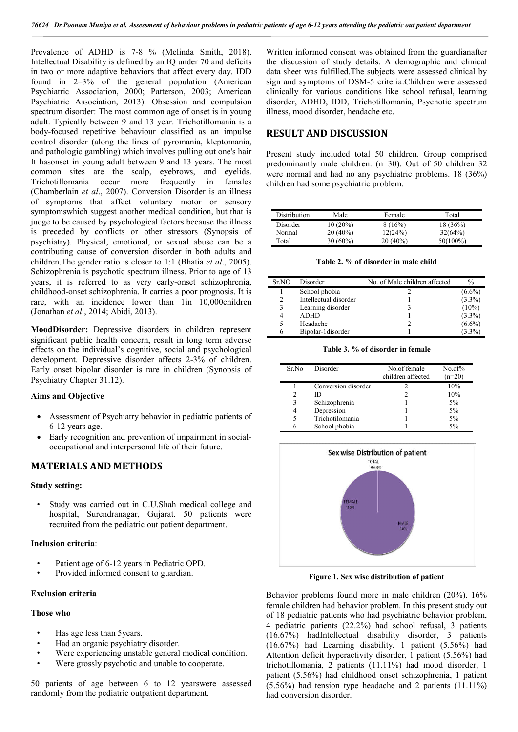Prevalence of ADHD is 7-8 % (Melinda Smith, 2018). Intellectual Disability is defined by an IQ under 70 and deficits in two or more adaptive behaviors that affect every day. IDD found in 2–3% of the general population (American Psychiatric Association, 2000; Patterson, 2003; American Psychiatric Association, 2013). Obsession and compulsion spectrum disorder: The most common age of onset is in young adult. Typically between 9 and 13 year. Trichotillomania is a body-focused repetitive behaviour classified as an impulse control disorder (along the lines of pyromania, kleptomania, and pathologic gambling) which involves pulling out one's hair It hasonset in young adult between 9 and 13 years. The most common sites are the scalp, eyebrows, and eyelids. Trichotillomania occur more frequently in females (Chamberlain *et al*., 2007). Conversion Disorder is an illness of symptoms that affect voluntary motor or sensory symptomswhich suggest another medical condition, but that is judge to be caused by psychological factors because the illness is preceded by conflicts or other stressors (Synopsis of psychiatry). Physical, emotional, or sexual abuse can be a contributing cause of conversion disorder in both adults and children.The gender ratio is closer to 1:1 (Bhatia *et al*., 2005). Schizophrenia is psychotic spectrum illness. Prior to age of 13 years, it is referred to as very early-onset schizophrenia, childhood-onset schizophrenia. It carries a poor prognosis. It is rare, with an incidence lower than 1in 10,000children (Jonathan *et al*., 2014; Abidi, 2013).

**MoodDisorder:** Depressive disorders in children represent significant public health concern, result in long term adverse effects on the individual's cognitive, social and psychological development. Depressive disorder affects 2-3% of children. Early onset bipolar disorder is rare in children (Synopsis of Psychiatry Chapter 31.12).

### Aims and Objective

- Assessment of Psychiatry behavior in pediatric patients of 6-12 years age.
- Early recognition and prevention of impairment in social-occupational and interpersonal life of their future.

## MATERIALS AND METHODS

### Study setting:

- Study was carried out in C.U.Shah medical college and hospital, Surendranagar, Gujarat. 50 patients were recruited from the pediatric out patient department.

### Inclusion criteria:

- Patient age of 6-12 years in Pediatric OPD.
- Provided informed consent to guardian.

### Exclusion criteria

#### Those who

- Has age less than 5years.
- Had an organic psychiatry disorder.
- Were experiencing unstable general medical condition.
- Were grossly psychotic and unable to cooperate.

50 patients of age between 6 to 12 yearswere assessed randomly from the pediatric outpatient department.

Written informed consent was obtained from the guardianafter the discussion of study details. A demographic and clinical data sheet was fulfilled.The subjects were assessed clinical by sign and symptoms of DSM-5 criteria.Children were assessed clinically for various conditions like school refusal, learning disorder, ADHD, IDD, Trichotillomania, Psychotic spectrum illness, mood disorder, headache etc.

## RESULT AND DISCUSSION

Present study included total 50 children. Group comprised predominantly male children. (n=30). Out of 50 children 32 were normal and had no any psychiatric problems. 18 (36%) children had some psychiatric problem.

| Distribution | Male | Female | Total |
|---|---|---|---|
| Disorder | 10 (20%) | 8 (16%) | 18 (36%) |
| Normal | 20 (40%) | 12(24%) | 32(64%) |
| Total | 30 (60%) | 20 (40%) | 50(100%) |

**Table 2. % of disorder in male child**

| Sr.NO | Disorder | No. of Male children affected | % |
|---|---|---|---|
| 1 | School phobia | 2 | (6.6%) |
| 2 | Intellectual disorder | 1 | (3.3%) |
| 3 | Learning disorder | 3 | (10%) |
| 4 | ADHD | 1 | (3.3%) |
| 5 | Headache | 2 | (6.6%) |
| 6 | Bipolar-1disorder | 1 | (3.3%) |

**Table 3. % of disorder in female**

| Sr.No | Disorder | No.of female children affected | No.of% (n=20) |
|---|---|---|---|
| 1 | Conversion disorder | 2 | 10% |
| 2 | ID | 2 | 10% |
| 3 | Schizophrenia | 1 | 5% |
| 4 | Depression | 1 | 5% |
| 5 | Trichotilomania | 1 | 5% |
| 6 | School phobia | 1 | 5% |

**Figure 1. Sex wise distribution of patient**

Behavior problems found more in male children (20%). 16% female children had behavior problem. In this present study out of 18 pediatric patients who had psychiatric behavior problem, 4 pediatric patients (22.2%) had school refusal, 3 patients (16.67%) hadIntellectual disability disorder, 3 patients (16.67%) had Learning disability, 1 patient (5.56%) had Attention deficit hyperactivity disorder, 1 patient (5.56%) had trichotillomania, 2 patients (11.11%) had mood disorder, 1 patient (5.56%) had childhood onset schizophrenia, 1 patient (5.56%) had tension type headache and 2 patients (11.11%) had conversion disorder.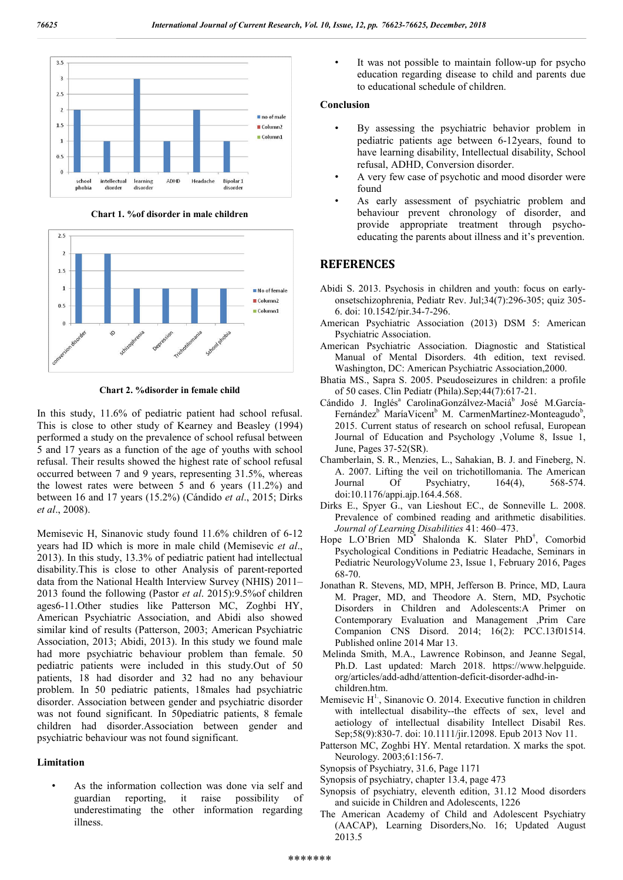3.5
3
2.5
2
1.5
1
0.5
0

school phobia
intellectual diorder
learning disorder
ADHD
Headache
Bipolar 1 disorder

no of male
Column2
Column1

**Chart 1. %of disorder in male children**

2.5
2
1.5
1
0.5
0

conversion disorder
ID
schizophrenia
Depression
Trichotillomania
School phobia

No of female
Column2
Column1

**Chart 2. %disorder in female child**

In this study, 11.6% of pediatric patient had school refusal. This is close to other study of Kearney and Beasley (1994) performed a study on the prevalence of school refusal between 5 and 17 years as a function of the age of youths with school refusal. Their results showed the highest rate of school refusal occurred between 7 and 9 years, representing 31.5%, whereas the lowest rates were between 5 and 6 years (11.2%) and between 16 and 17 years (15.2%) (Cándido *et al*., 2015; Dirks *et al*., 2008).

Memisevic H, Sinanovic study found 11.6% children of 6-12 years had ID which is more in male child (Memisevic *et al*., 2013). In this study, 13.3% of pediatric patient had intellectual disability.This is close to other Analysis of parent-reported data from the National Health Interview Survey (NHIS) 2011–2013 found the following (Pastor *et al*. 2015):9.5%of children ages6-11.Other studies like Patterson MC, Zoghbi HY, American Psychiatric Association, and Abidi also showed similar kind of results (Patterson, 2003; American Psychiatric Association, 2013; Abidi, 2013). In this study we found male had more psychiatric behaviour problem than female. 50 pediatric patients were included in this study.Out of 50 patients, 18 had disorder and 32 had no any behaviour problem. In 50 pediatric patients, 18males had psychiatric disorder. Association between gender and psychiatric disorder was not found significant. In 50pediatric patients, 8 female children had disorder.Association between gender and psychiatric behaviour was not found significant.

## Limitation

- As the information collection was done via self and guardian reporting, it raise possibility of underestimating the other information regarding illness.
- It was not possible to maintain follow-up for psycho education regarding disease to child and parents due to educational schedule of children.

## Conclusion

- By assessing the psychiatric behavior problem in pediatric patients age between 6-12years, found to have learning disability, Intellectual disability, School refusal, ADHD, Conversion disorder.
- A very few case of psychotic and mood disorder were found
- As early assessment of psychiatric problem and behaviour prevent chronology of disorder, and provide appropriate treatment through psycho-educating the parents about illness and it's prevention.

## REFERENCES

Abidi S. 2013. Psychosis in children and youth: focus on early-onsetschizophrenia, Pediatr Rev. Jul;34(7):296-305; quiz 305-6. doi: 10.1542/pir.34-7-296.

American Psychiatric Association (2013) DSM 5: American Psychiatric Association.

American Psychiatric Association. Diagnostic and Statistical Manual of Mental Disorders. 4th edition, text revised. Washington, DC: American Psychiatric Association,2000.

Bhatia MS., Sapra S. 2005. Pseudoseizures in children: a profile of 50 cases. Clin Pediatr (Phila).Sep;44(7):617-21.

Cándido J. Inglés[a] CarolinaGonzálvez-Maciá[b] José M.García-Fernández[b] MaríaVicent[b] M. CarmenMartínez-Monteagudo[b], 2015. Current status of research on school refusal, European Journal of Education and Psychology ,Volume 8, Issue 1, June, Pages 37-52(SR).

Chamberlain, S. R., Menzies, L., Sahakian, B. J. and Fineberg, N. A. 2007. Lifting the veil on trichotillomania. The American Journal Of Psychiatry, 164(4), 568-574. doi:10.1176/appi.ajp.164.4.568.

Dirks E., Spyer G., van Lieshout EC., de Sonneville L. 2008. Prevalence of combined reading and arithmetic disabilities. *Journal of Learning Disabilities* 41: 460–473.

Hope L.O'Brien MD[*] Shalonda K. Slater PhD[†], Comorbid Psychological Conditions in Pediatric Headache, Seminars in Pediatric NeurologyVolume 23, Issue 1, February 2016, Pages 68-70.

Jonathan R. Stevens, MD, MPH, Jefferson B. Prince, MD, Laura M. Prager, MD, and Theodore A. Stern, MD, Psychotic Disorders in Children and Adolescents:A Primer on Contemporary Evaluation and Management ,Prim Care Companion CNS Disord. 2014; 16(2): PCC.13f01514. Published online 2014 Mar 13.

Melinda Smith, M.A., Lawrence Robinson, and Jeanne Segal, Ph.D. Last updated: March 2018. https://www.helpguide.org/articles/add-adhd/attention-deficit-disorder-adhd-in-children.htm.

Memisevic H[1], Sinanovic O. 2014. Executive function in children with intellectual disability--the effects of sex, level and aetiology of intellectual disability Intellect Disabil Res. Sep;58(9):830-7. doi: 10.1111/jir.12098. Epub 2013 Nov 11.

Patterson MC, Zoghbi HY. Mental retardation. X marks the spot. Neurology. 2003;61:156-7.

Synopsis of Psychiatry, 31.6, Page 1171

Synopsis of psychiatry, chapter 13.4, page 473

Synopsis of psychiatry, eleventh edition, 31.12 Mood disorders and suicide in Children and Adolescents, 1226

The American Academy of Child and Adolescent Psychiatry (AACAP), Learning Disorders,No. 16; Updated August 2013.5

\*\*\*\*\*\*\*